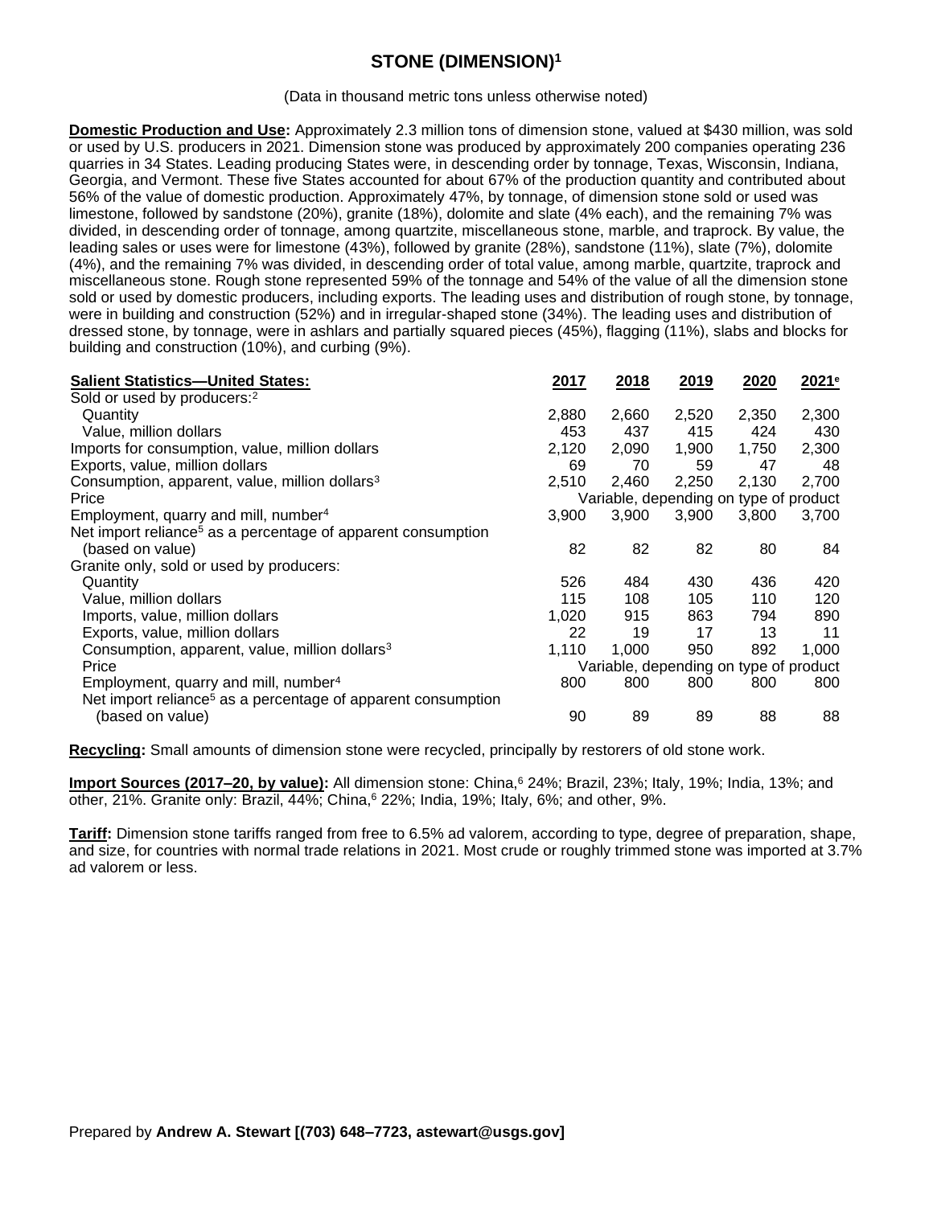# STONE (DIMENSION)[1]

(Data in thousand metric tons unless otherwise noted)

**Domestic Production and Use:** Approximately 2.3 million tons of dimension stone, valued at $430 million, was sold or used by U.S. producers in 2021. Dimension stone was produced by approximately 200 companies operating 236 quarries in 34 States. Leading producing States were, in descending order by tonnage, Texas, Wisconsin, Indiana, Georgia, and Vermont. These five States accounted for about 67% of the production quantity and contributed about 56% of the value of domestic production. Approximately 47%, by tonnage, of dimension stone sold or used was limestone, followed by sandstone (20%), granite (18%), dolomite and slate (4% each), and the remaining 7% was divided, in descending order of tonnage, among quartzite, miscellaneous stone, marble, and traprock. By value, the leading sales or uses were for limestone (43%), followed by granite (28%), sandstone (11%), slate (7%), dolomite (4%), and the remaining 7% was divided, in descending order of total value, among marble, quartzite, traprock and miscellaneous stone. Rough stone represented 59% of the tonnage and 54% of the value of all the dimension stone sold or used by domestic producers, including exports. The leading uses and distribution of rough stone, by tonnage, were in building and construction (52%) and in irregular-shaped stone (34%). The leading uses and distribution of dressed stone, by tonnage, were in ashlars and partially squared pieces (45%), flagging (11%), slabs and blocks for building and construction (10%), and curbing (9%).

| Salient Statistics—United States: | 2017 | 2018 | 2019 | 2020 | 2021[e] |
|---|---|---|---|---|---|
| Sold or used by producers:[2] | | | | | |
| Quantity | 2,880 | 2,660 | 2,520 | 2,350 | 2,300 |
| Value, million dollars | 453 | 437 | 415 | 424 | 430 |
| Imports for consumption, value, million dollars | 2,120 | 2,090 | 1,900 | 1,750 | 2,300 |
| Exports, value, million dollars | 69 | 70 | 59 | 47 | 48 |
| Consumption, apparent, value, million dollars[3] | 2,510 | 2,460 | 2,250 | 2,130 | 2,700 |
| Price | Variable, depending on type of product | | | | |
| Employment, quarry and mill, number[4] | 3,900 | 3,900 | 3,900 | 3,800 | 3,700 |
| Net import reliance[5] as a percentage of apparent consumption (based on value) | 82 | 82 | 82 | 80 | 84 |
| Granite only, sold or used by producers: | | | | | |
| Quantity | 526 | 484 | 430 | 436 | 420 |
| Value, million dollars | 115 | 108 | 105 | 110 | 120 |
| Imports, value, million dollars | 1,020 | 915 | 863 | 794 | 890 |
| Exports, value, million dollars | 22 | 19 | 17 | 13 | 11 |
| Consumption, apparent, value, million dollars[3] | 1,110 | 1,000 | 950 | 892 | 1,000 |
| Price | Variable, depending on type of product | | | | |
| Employment, quarry and mill, number[4] | 800 | 800 | 800 | 800 | 800 |
| Net import reliance[5] as a percentage of apparent consumption (based on value) | 90 | 89 | 89 | 88 | 88 |

**Recycling:** Small amounts of dimension stone were recycled, principally by restorers of old stone work.

**Import Sources (2017–20, by value):** All dimension stone: China,[6] 24%; Brazil, 23%; Italy, 19%; India, 13%; and other, 21%. Granite only: Brazil, 44%; China,[6] 22%; India, 19%; Italy, 6%; and other, 9%.

**Tariff:** Dimension stone tariffs ranged from free to 6.5% ad valorem, according to type, degree of preparation, shape, and size, for countries with normal trade relations in 2021. Most crude or roughly trimmed stone was imported at 3.7% ad valorem or less.

Prepared by **Andrew A. Stewart [(703) 648–7723, astewart@usgs.gov]**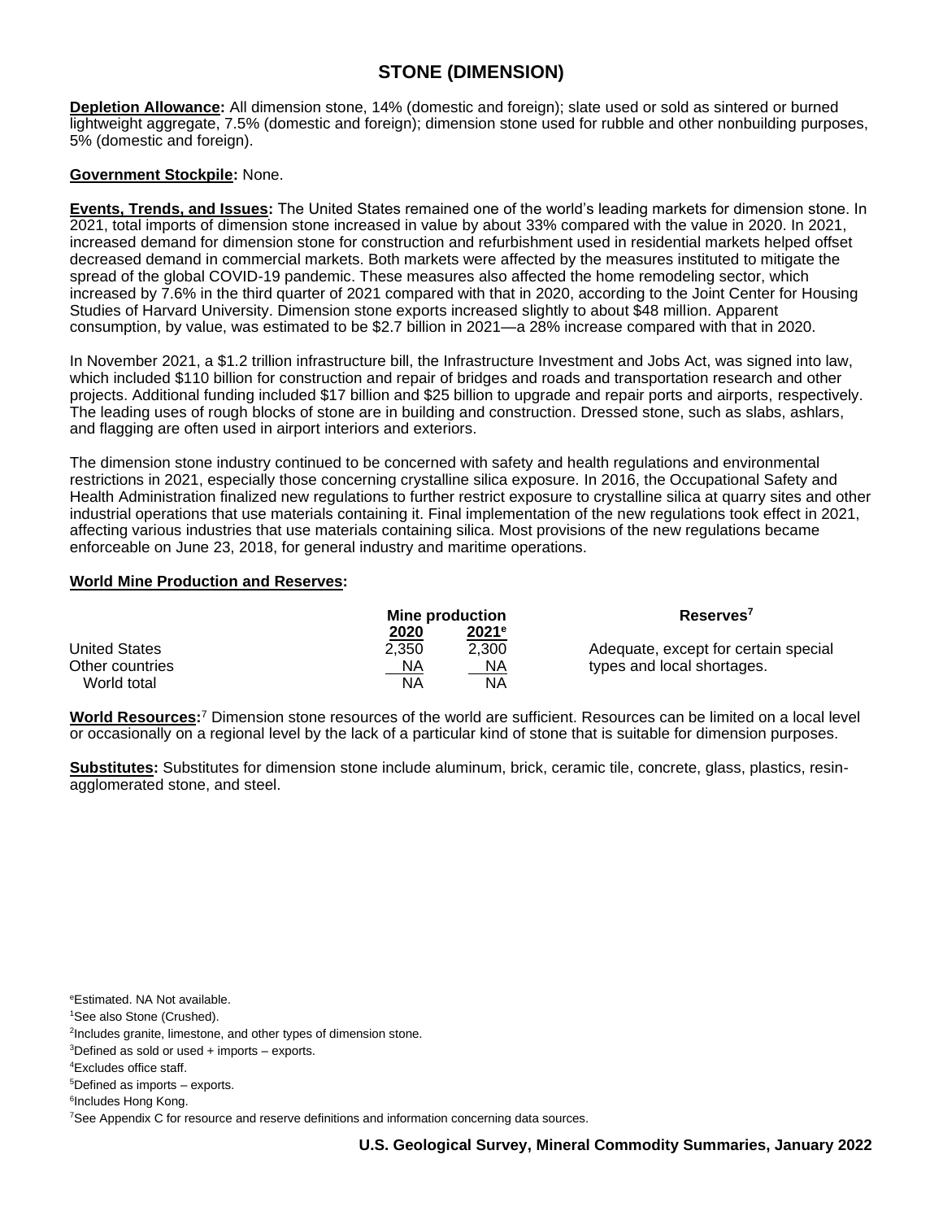# STONE (DIMENSION)

**Depletion Allowance:** All dimension stone, 14% (domestic and foreign); slate used or sold as sintered or burned lightweight aggregate, 7.5% (domestic and foreign); dimension stone used for rubble and other nonbuilding purposes, 5% (domestic and foreign).

**Government Stockpile:** None.

**Events, Trends, and Issues:** The United States remained one of the world's leading markets for dimension stone. In 2021, total imports of dimension stone increased in value by about 33% compared with the value in 2020. In 2021, increased demand for dimension stone for construction and refurbishment used in residential markets helped offset decreased demand in commercial markets. Both markets were affected by the measures instituted to mitigate the spread of the global COVID-19 pandemic. These measures also affected the home remodeling sector, which increased by 7.6% in the third quarter of 2021 compared with that in 2020, according to the Joint Center for Housing Studies of Harvard University. Dimension stone exports increased slightly to about $48 million. Apparent consumption, by value, was estimated to be $2.7 billion in 2021—a 28% increase compared with that in 2020.

In November 2021, a $1.2 trillion infrastructure bill, the Infrastructure Investment and Jobs Act, was signed into law, which included $110 billion for construction and repair of bridges and roads and transportation research and other projects. Additional funding included $17 billion and $25 billion to upgrade and repair ports and airports, respectively. The leading uses of rough blocks of stone are in building and construction. Dressed stone, such as slabs, ashlars, and flagging are often used in airport interiors and exteriors.

The dimension stone industry continued to be concerned with safety and health regulations and environmental restrictions in 2021, especially those concerning crystalline silica exposure. In 2016, the Occupational Safety and Health Administration finalized new regulations to further restrict exposure to crystalline silica at quarry sites and other industrial operations that use materials containing it. Final implementation of the new regulations took effect in 2021, affecting various industries that use materials containing silica. Most provisions of the new regulations became enforceable on June 23, 2018, for general industry and maritime operations.

**World Mine Production and Reserves:**

| | Mine production | | Reserves[7] |
|---|---|---|---|
| | 2020 | 2021[e] | |
| United States | 2,350 | 2,300 | Adequate, except for certain special |
| Other countries | NA | NA | types and local shortages. |
| World total | NA | NA | |

**World Resources:**[7] Dimension stone resources of the world are sufficient. Resources can be limited on a local level or occasionally on a regional level by the lack of a particular kind of stone that is suitable for dimension purposes.

**Substitutes:** Substitutes for dimension stone include aluminum, brick, ceramic tile, concrete, glass, plastics, resin-agglomerated stone, and steel.

[e]Estimated. NA Not available.
[1]See also Stone (Crushed).
[2]Includes granite, limestone, and other types of dimension stone.
[3]Defined as sold or used + imports – exports.
[4]Excludes office staff.
[5]Defined as imports – exports.
[6]Includes Hong Kong.
[7]See Appendix C for resource and reserve definitions and information concerning data sources.